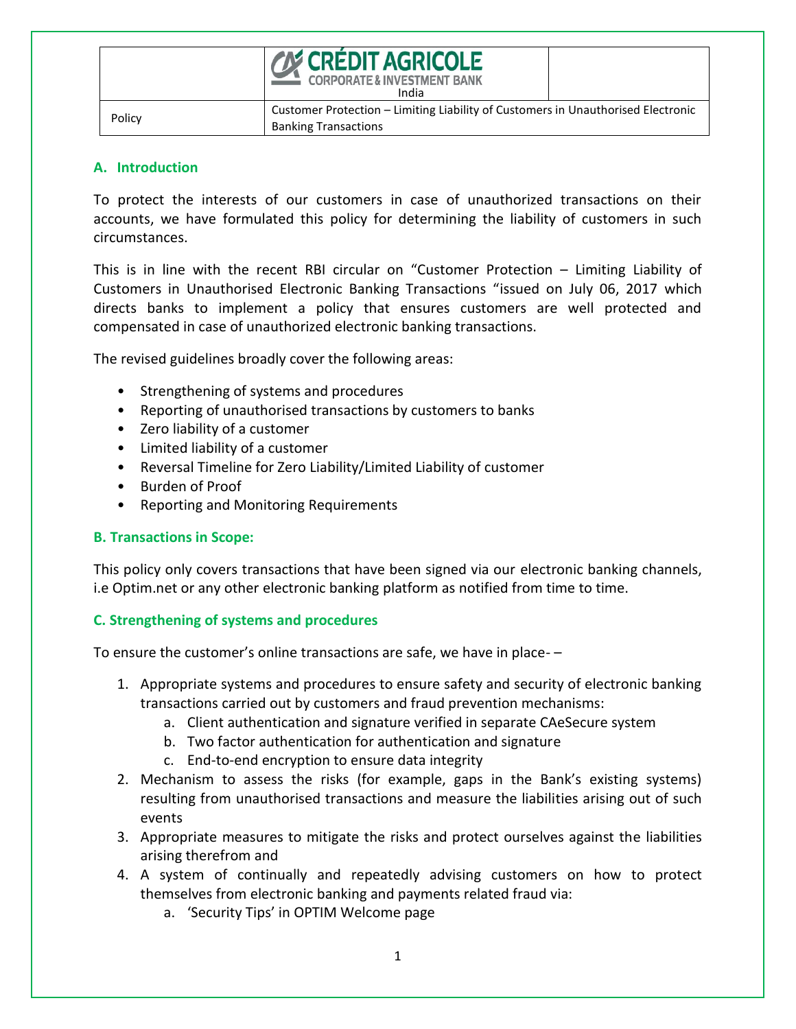| | CRÉDIT AGRICOLE CORPORATE & INVESTMENT BANK India | |
|---|---|---|
| Policy | Customer Protection – Limiting Liability of Customers in Unauthorised Electronic Banking Transactions | |

## A. Introduction

To protect the interests of our customers in case of unauthorized transactions on their accounts, we have formulated this policy for determining the liability of customers in such circumstances.

This is in line with the recent RBI circular on "Customer Protection – Limiting Liability of Customers in Unauthorised Electronic Banking Transactions "issued on July 06, 2017 which directs banks to implement a policy that ensures customers are well protected and compensated in case of unauthorized electronic banking transactions.

The revised guidelines broadly cover the following areas:

- Strengthening of systems and procedures
- Reporting of unauthorised transactions by customers to banks
- Zero liability of a customer
- Limited liability of a customer
- Reversal Timeline for Zero Liability/Limited Liability of customer
- Burden of Proof
- Reporting and Monitoring Requirements

## B. Transactions in Scope:

This policy only covers transactions that have been signed via our electronic banking channels, i.e Optim.net or any other electronic banking platform as notified from time to time.

## C. Strengthening of systems and procedures

To ensure the customer's online transactions are safe, we have in place- –

1. Appropriate systems and procedures to ensure safety and security of electronic banking transactions carried out by customers and fraud prevention mechanisms:
   a. Client authentication and signature verified in separate CAeSecure system
   b. Two factor authentication for authentication and signature
   c. End-to-end encryption to ensure data integrity
2. Mechanism to assess the risks (for example, gaps in the Bank's existing systems) resulting from unauthorised transactions and measure the liabilities arising out of such events
3. Appropriate measures to mitigate the risks and protect ourselves against the liabilities arising therefrom and
4. A system of continually and repeatedly advising customers on how to protect themselves from electronic banking and payments related fraud via:
   a. 'Security Tips' in OPTIM Welcome page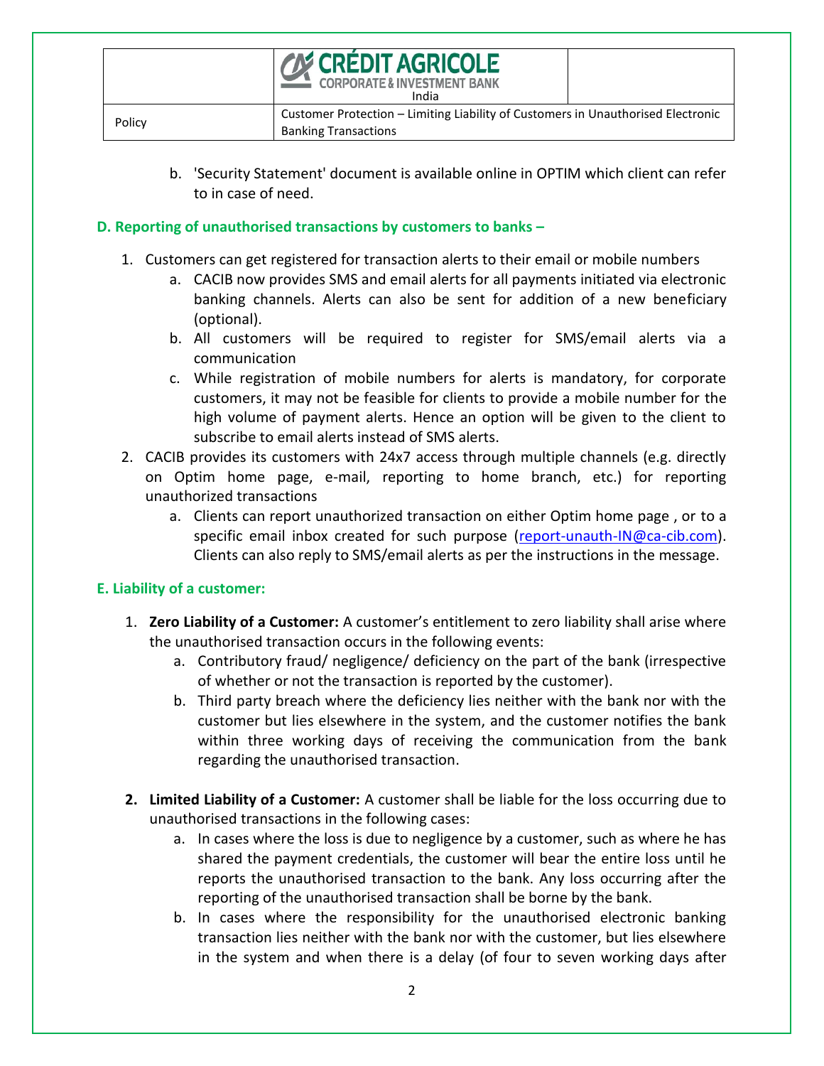b. 'Security Statement' document is available online in OPTIM which client can refer to in case of need.

### D. Reporting of unauthorised transactions by customers to banks –

1. Customers can get registered for transaction alerts to their email or mobile numbers
   a. CACIB now provides SMS and email alerts for all payments initiated via electronic banking channels. Alerts can also be sent for addition of a new beneficiary (optional).
   b. All customers will be required to register for SMS/email alerts via a communication
   c. While registration of mobile numbers for alerts is mandatory, for corporate customers, it may not be feasible for clients to provide a mobile number for the high volume of payment alerts. Hence an option will be given to the client to subscribe to email alerts instead of SMS alerts.
2. CACIB provides its customers with 24x7 access through multiple channels (e.g. directly on Optim home page, e-mail, reporting to home branch, etc.) for reporting unauthorized transactions
   a. Clients can report unauthorized transaction on either Optim home page , or to a specific email inbox created for such purpose (report-unauth-IN@ca-cib.com). Clients can also reply to SMS/email alerts as per the instructions in the message.

### E. Liability of a customer:

1. **Zero Liability of a Customer:** A customer's entitlement to zero liability shall arise where the unauthorised transaction occurs in the following events:
   a. Contributory fraud/ negligence/ deficiency on the part of the bank (irrespective of whether or not the transaction is reported by the customer).
   b. Third party breach where the deficiency lies neither with the bank nor with the customer but lies elsewhere in the system, and the customer notifies the bank within three working days of receiving the communication from the bank regarding the unauthorised transaction.

2. **Limited Liability of a Customer:** A customer shall be liable for the loss occurring due to unauthorised transactions in the following cases:
   a. In cases where the loss is due to negligence by a customer, such as where he has shared the payment credentials, the customer will bear the entire loss until he reports the unauthorised transaction to the bank. Any loss occurring after the reporting of the unauthorised transaction shall be borne by the bank.
   b. In cases where the responsibility for the unauthorised electronic banking transaction lies neither with the bank nor with the customer, but lies elsewhere in the system and when there is a delay (of four to seven working days after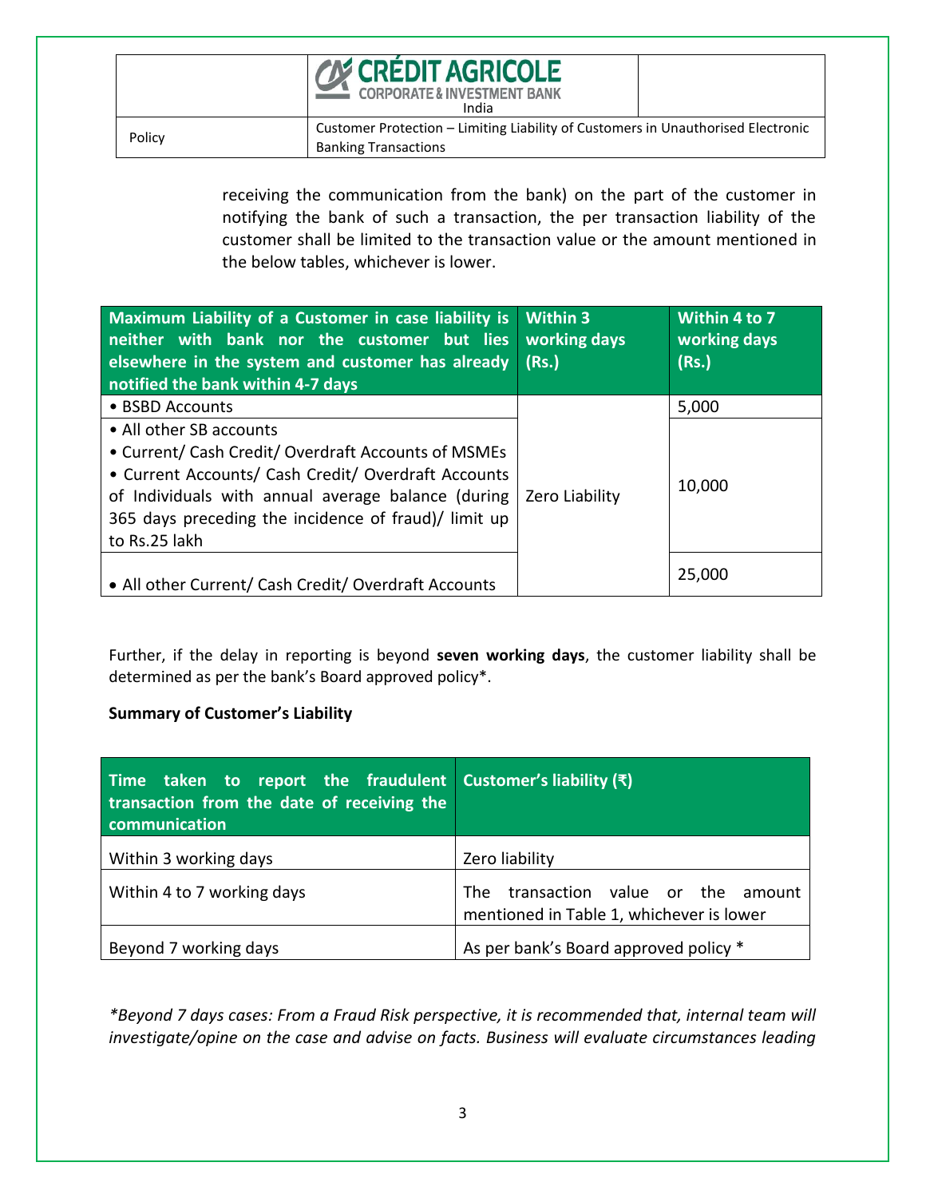receiving the communication from the bank) on the part of the customer in notifying the bank of such a transaction, the per transaction liability of the customer shall be limited to the transaction value or the amount mentioned in the below tables, whichever is lower.

| Maximum Liability of a Customer in case liability is neither with bank nor the customer but lies elsewhere in the system and customer has already notified the bank within 4-7 days | Within 3 working days (Rs.) | Within 4 to 7 working days (Rs.) |
|---|---|---|
| • BSBD Accounts | Zero Liability | 5,000 |
| • All other SB accounts<br>• Current/ Cash Credit/ Overdraft Accounts of MSMEs<br>• Current Accounts/ Cash Credit/ Overdraft Accounts of Individuals with annual average balance (during 365 days preceding the incidence of fraud)/ limit up to Rs.25 lakh | | 10,000 |
| • All other Current/ Cash Credit/ Overdraft Accounts | | 25,000 |

Further, if the delay in reporting is beyond **seven working days**, the customer liability shall be determined as per the bank's Board approved policy*.

**Summary of Customer's Liability**

| Time taken to report the fraudulent transaction from the date of receiving the communication | Customer's liability (₹) |
|---|---|
| Within 3 working days | Zero liability |
| Within 4 to 7 working days | The transaction value or the amount mentioned in Table 1, whichever is lower |
| Beyond 7 working days | As per bank's Board approved policy * |

*\*Beyond 7 days cases: From a Fraud Risk perspective, it is recommended that, internal team will investigate/opine on the case and advise on facts. Business will evaluate circumstances leading*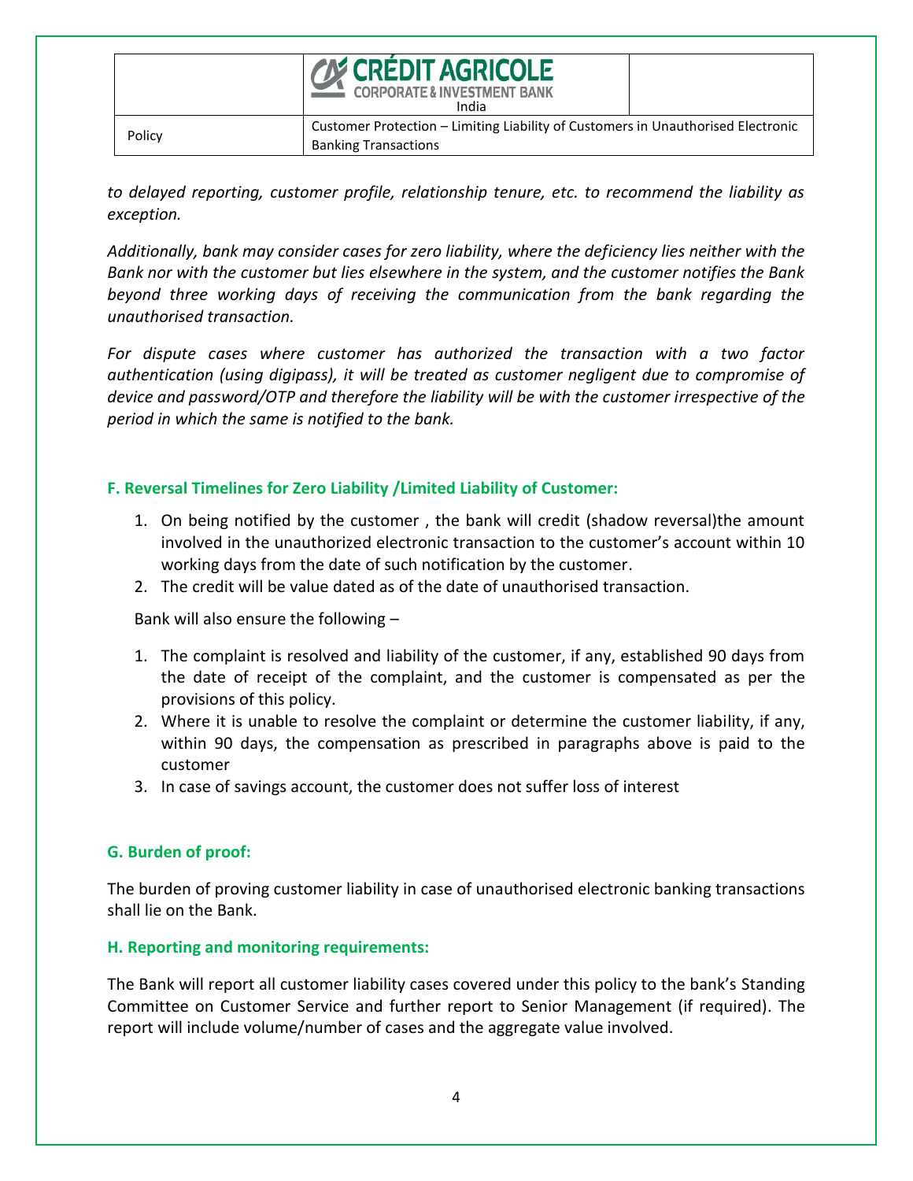*to delayed reporting, customer profile, relationship tenure, etc. to recommend the liability as exception.*

*Additionally, bank may consider cases for zero liability, where the deficiency lies neither with the Bank nor with the customer but lies elsewhere in the system, and the customer notifies the Bank beyond three working days of receiving the communication from the bank regarding the unauthorised transaction.*

*For dispute cases where customer has authorized the transaction with a two factor authentication (using digipass), it will be treated as customer negligent due to compromise of device and password/OTP and therefore the liability will be with the customer irrespective of the period in which the same is notified to the bank.*

### F. Reversal Timelines for Zero Liability /Limited Liability of Customer:

1. On being notified by the customer , the bank will credit (shadow reversal)the amount involved in the unauthorized electronic transaction to the customer's account within 10 working days from the date of such notification by the customer.
2. The credit will be value dated as of the date of unauthorised transaction.

Bank will also ensure the following –

1. The complaint is resolved and liability of the customer, if any, established 90 days from the date of receipt of the complaint, and the customer is compensated as per the provisions of this policy.
2. Where it is unable to resolve the complaint or determine the customer liability, if any, within 90 days, the compensation as prescribed in paragraphs above is paid to the customer
3. In case of savings account, the customer does not suffer loss of interest

### G. Burden of proof:

The burden of proving customer liability in case of unauthorised electronic banking transactions shall lie on the Bank.

### H. Reporting and monitoring requirements:

The Bank will report all customer liability cases covered under this policy to the bank's Standing Committee on Customer Service and further report to Senior Management (if required). The report will include volume/number of cases and the aggregate value involved.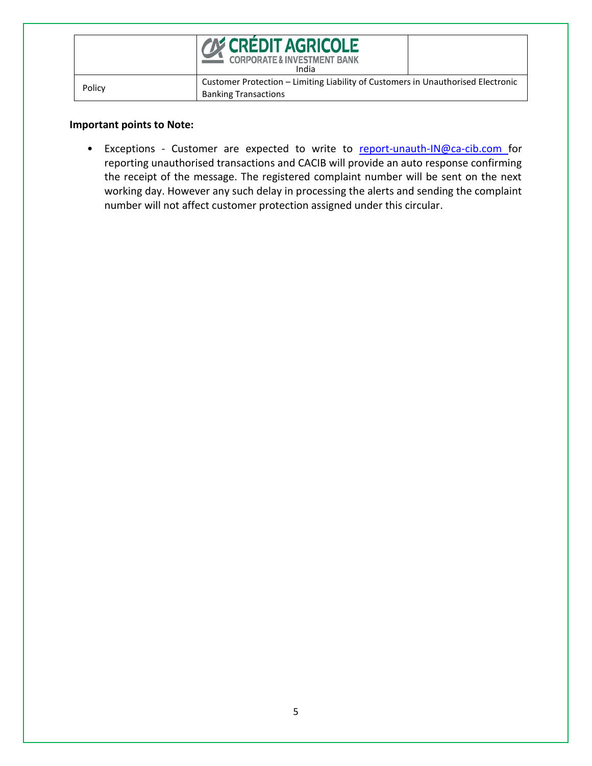**Important points to Note:**

- Exceptions - Customer are expected to write to report-unauth-IN@ca-cib.com for reporting unauthorised transactions and CACIB will provide an auto response confirming the receipt of the message. The registered complaint number will be sent on the next working day. However any such delay in processing the alerts and sending the complaint number will not affect customer protection assigned under this circular.